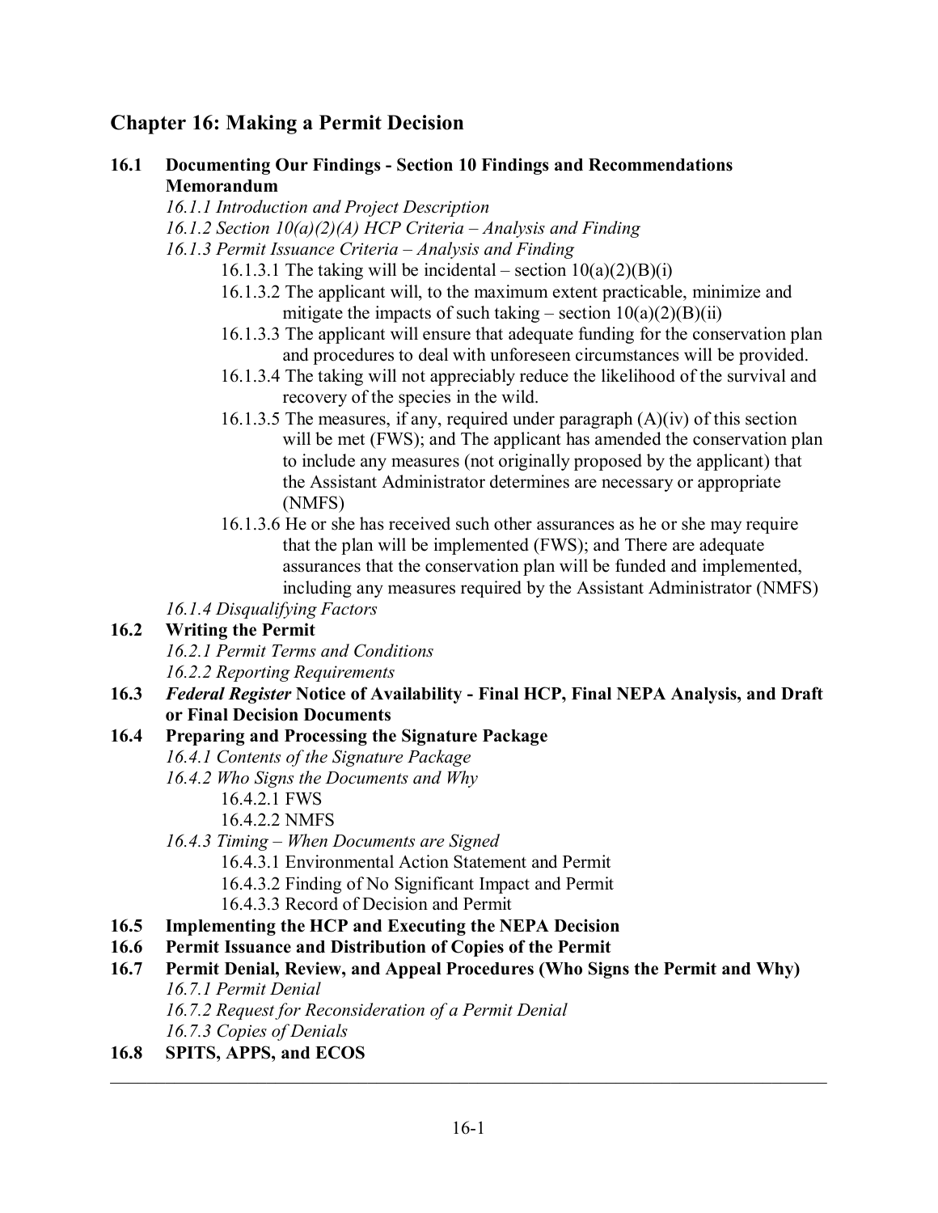# Chapter 16: Making a Permit Decision

**16.1 Documenting Our Findings - Section 10 Findings and Recommendations Memorandum**

*16.1.1 Introduction and Project Description*

*16.1.2 Section 10(a)(2)(A) HCP Criteria – Analysis and Finding*

*16.1.3 Permit Issuance Criteria – Analysis and Finding*

16.1.3.1 The taking will be incidental – section 10(a)(2)(B)(i)

16.1.3.2 The applicant will, to the maximum extent practicable, minimize and mitigate the impacts of such taking – section 10(a)(2)(B)(ii)

16.1.3.3 The applicant will ensure that adequate funding for the conservation plan and procedures to deal with unforeseen circumstances will be provided.

16.1.3.4 The taking will not appreciably reduce the likelihood of the survival and recovery of the species in the wild.

16.1.3.5 The measures, if any, required under paragraph (A)(iv) of this section will be met (FWS); and The applicant has amended the conservation plan to include any measures (not originally proposed by the applicant) that the Assistant Administrator determines are necessary or appropriate (NMFS)

16.1.3.6 He or she has received such other assurances as he or she may require that the plan will be implemented (FWS); and There are adequate assurances that the conservation plan will be funded and implemented, including any measures required by the Assistant Administrator (NMFS)

*16.1.4 Disqualifying Factors*

**16.2 Writing the Permit**

*16.2.1 Permit Terms and Conditions*

*16.2.2 Reporting Requirements*

**16.3 *Federal Register* Notice of Availability - Final HCP, Final NEPA Analysis, and Draft or Final Decision Documents**

**16.4 Preparing and Processing the Signature Package**

*16.4.1 Contents of the Signature Package*

*16.4.2 Who Signs the Documents and Why*

16.4.2.1 FWS

16.4.2.2 NMFS

*16.4.3 Timing – When Documents are Signed*

16.4.3.1 Environmental Action Statement and Permit

16.4.3.2 Finding of No Significant Impact and Permit

16.4.3.3 Record of Decision and Permit

**16.5 Implementing the HCP and Executing the NEPA Decision**

**16.6 Permit Issuance and Distribution of Copies of the Permit**

**16.7 Permit Denial, Review, and Appeal Procedures (Who Signs the Permit and Why)**

*16.7.1 Permit Denial*

*16.7.2 Request for Reconsideration of a Permit Denial*

*16.7.3 Copies of Denials*

**16.8 SPITS, APPS, and ECOS**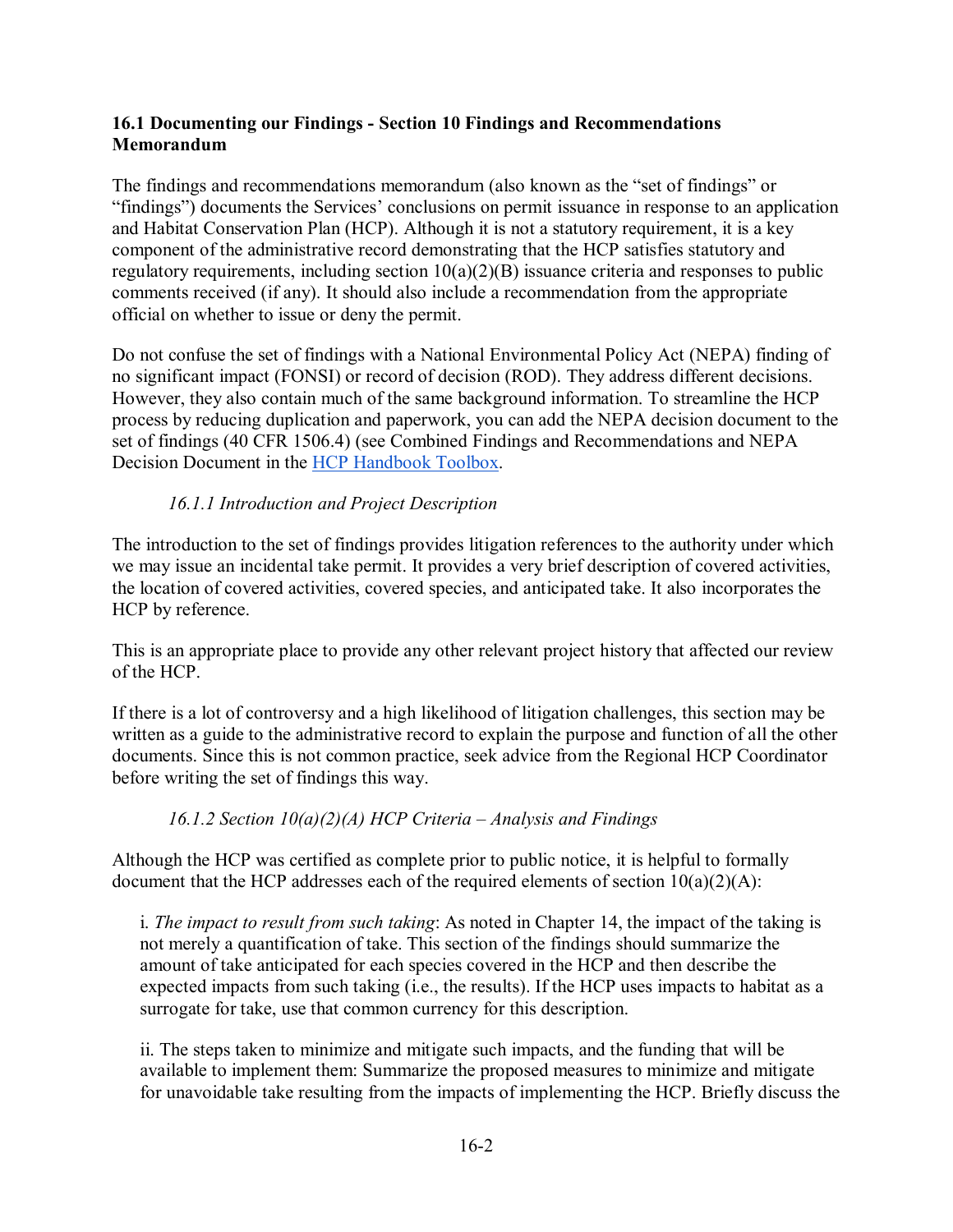## 16.1 Documenting our Findings - Section 10 Findings and Recommendations Memorandum

The findings and recommendations memorandum (also known as the "set of findings" or "findings") documents the Services' conclusions on permit issuance in response to an application and Habitat Conservation Plan (HCP). Although it is not a statutory requirement, it is a key component of the administrative record demonstrating that the HCP satisfies statutory and regulatory requirements, including section 10(a)(2)(B) issuance criteria and responses to public comments received (if any). It should also include a recommendation from the appropriate official on whether to issue or deny the permit.

Do not confuse the set of findings with a National Environmental Policy Act (NEPA) finding of no significant impact (FONSI) or record of decision (ROD). They address different decisions. However, they also contain much of the same background information. To streamline the HCP process by reducing duplication and paperwork, you can add the NEPA decision document to the set of findings (40 CFR 1506.4) (see Combined Findings and Recommendations and NEPA Decision Document in the [HCP Handbook Toolbox](HCP Handbook Toolbox).

### *16.1.1 Introduction and Project Description*

The introduction to the set of findings provides litigation references to the authority under which we may issue an incidental take permit. It provides a very brief description of covered activities, the location of covered activities, covered species, and anticipated take. It also incorporates the HCP by reference.

This is an appropriate place to provide any other relevant project history that affected our review of the HCP.

If there is a lot of controversy and a high likelihood of litigation challenges, this section may be written as a guide to the administrative record to explain the purpose and function of all the other documents. Since this is not common practice, seek advice from the Regional HCP Coordinator before writing the set of findings this way.

### *16.1.2 Section 10(a)(2)(A) HCP Criteria – Analysis and Findings*

Although the HCP was certified as complete prior to public notice, it is helpful to formally document that the HCP addresses each of the required elements of section 10(a)(2)(A):

i. *The impact to result from such taking*: As noted in Chapter 14, the impact of the taking is not merely a quantification of take. This section of the findings should summarize the amount of take anticipated for each species covered in the HCP and then describe the expected impacts from such taking (i.e., the results). If the HCP uses impacts to habitat as a surrogate for take, use that common currency for this description.

ii. The steps taken to minimize and mitigate such impacts, and the funding that will be available to implement them: Summarize the proposed measures to minimize and mitigate for unavoidable take resulting from the impacts of implementing the HCP. Briefly discuss the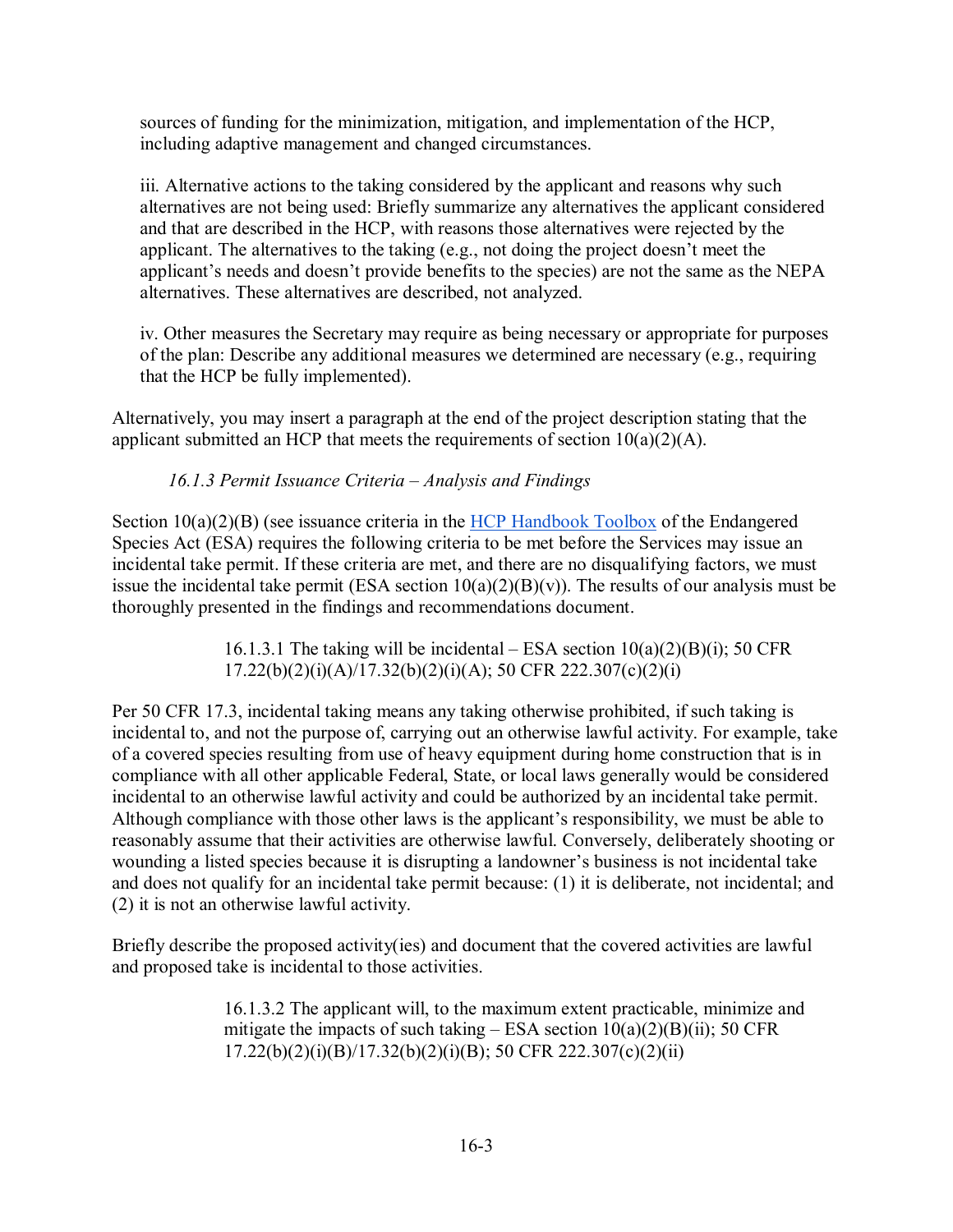sources of funding for the minimization, mitigation, and implementation of the HCP, including adaptive management and changed circumstances.

iii. Alternative actions to the taking considered by the applicant and reasons why such alternatives are not being used: Briefly summarize any alternatives the applicant considered and that are described in the HCP, with reasons those alternatives were rejected by the applicant. The alternatives to the taking (e.g., not doing the project doesn't meet the applicant's needs and doesn't provide benefits to the species) are not the same as the NEPA alternatives. These alternatives are described, not analyzed.

iv. Other measures the Secretary may require as being necessary or appropriate for purposes of the plan: Describe any additional measures we determined are necessary (e.g., requiring that the HCP be fully implemented).

Alternatively, you may insert a paragraph at the end of the project description stating that the applicant submitted an HCP that meets the requirements of section 10(a)(2)(A).

### *16.1.3 Permit Issuance Criteria – Analysis and Findings*

Section 10(a)(2)(B) (see issuance criteria in the [HCP Handbook Toolbox]() of the Endangered Species Act (ESA) requires the following criteria to be met before the Services may issue an incidental take permit. If these criteria are met, and there are no disqualifying factors, we must issue the incidental take permit (ESA section 10(a)(2)(B)(v)). The results of our analysis must be thoroughly presented in the findings and recommendations document.

#### 16.1.3.1 The taking will be incidental – ESA section 10(a)(2)(B)(i); 50 CFR 17.22(b)(2)(i)(A)/17.32(b)(2)(i)(A); 50 CFR 222.307(c)(2)(i)

Per 50 CFR 17.3, incidental taking means any taking otherwise prohibited, if such taking is incidental to, and not the purpose of, carrying out an otherwise lawful activity. For example, take of a covered species resulting from use of heavy equipment during home construction that is in compliance with all other applicable Federal, State, or local laws generally would be considered incidental to an otherwise lawful activity and could be authorized by an incidental take permit. Although compliance with those other laws is the applicant's responsibility, we must be able to reasonably assume that their activities are otherwise lawful. Conversely, deliberately shooting or wounding a listed species because it is disrupting a landowner's business is not incidental take and does not qualify for an incidental take permit because: (1) it is deliberate, not incidental; and (2) it is not an otherwise lawful activity.

Briefly describe the proposed activity(ies) and document that the covered activities are lawful and proposed take is incidental to those activities.

#### 16.1.3.2 The applicant will, to the maximum extent practicable, minimize and mitigate the impacts of such taking – ESA section 10(a)(2)(B)(ii); 50 CFR 17.22(b)(2)(i)(B)/17.32(b)(2)(i)(B); 50 CFR 222.307(c)(2)(ii)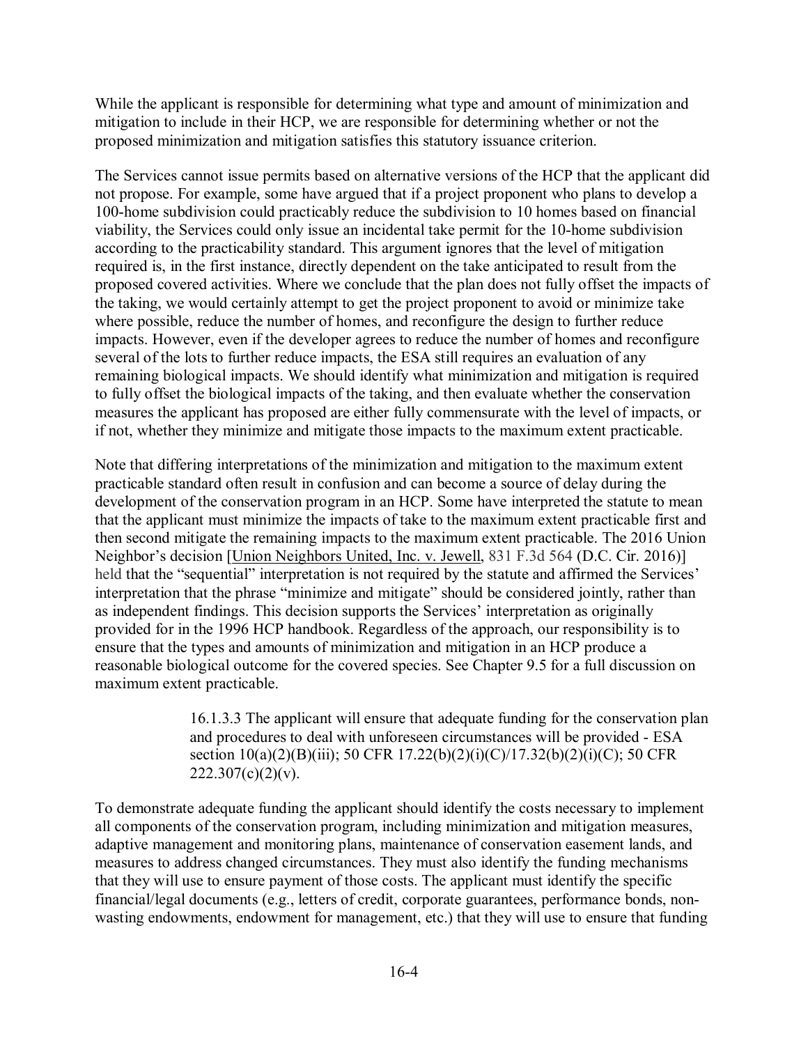While the applicant is responsible for determining what type and amount of minimization and mitigation to include in their HCP, we are responsible for determining whether or not the proposed minimization and mitigation satisfies this statutory issuance criterion.

The Services cannot issue permits based on alternative versions of the HCP that the applicant did not propose. For example, some have argued that if a project proponent who plans to develop a 100-home subdivision could practicably reduce the subdivision to 10 homes based on financial viability, the Services could only issue an incidental take permit for the 10-home subdivision according to the practicability standard. This argument ignores that the level of mitigation required is, in the first instance, directly dependent on the take anticipated to result from the proposed covered activities. Where we conclude that the plan does not fully offset the impacts of the taking, we would certainly attempt to get the project proponent to avoid or minimize take where possible, reduce the number of homes, and reconfigure the design to further reduce impacts. However, even if the developer agrees to reduce the number of homes and reconfigure several of the lots to further reduce impacts, the ESA still requires an evaluation of any remaining biological impacts. We should identify what minimization and mitigation is required to fully offset the biological impacts of the taking, and then evaluate whether the conservation measures the applicant has proposed are either fully commensurate with the level of impacts, or if not, whether they minimize and mitigate those impacts to the maximum extent practicable.

Note that differing interpretations of the minimization and mitigation to the maximum extent practicable standard often result in confusion and can become a source of delay during the development of the conservation program in an HCP. Some have interpreted the statute to mean that the applicant must minimize the impacts of take to the maximum extent practicable first and then second mitigate the remaining impacts to the maximum extent practicable. The 2016 Union Neighbor's decision [Union Neighbors United, Inc. v. Jewell, 831 F.3d 564 (D.C. Cir. 2016)] held that the "sequential" interpretation is not required by the statute and affirmed the Services' interpretation that the phrase "minimize and mitigate" should be considered jointly, rather than as independent findings. This decision supports the Services' interpretation as originally provided for in the 1996 HCP handbook. Regardless of the approach, our responsibility is to ensure that the types and amounts of minimization and mitigation in an HCP produce a reasonable biological outcome for the covered species. See Chapter 9.5 for a full discussion on maximum extent practicable.

> 16.1.3.3 The applicant will ensure that adequate funding for the conservation plan and procedures to deal with unforeseen circumstances will be provided - ESA section 10(a)(2)(B)(iii); 50 CFR 17.22(b)(2)(i)(C)/17.32(b)(2)(i)(C); 50 CFR 222.307(c)(2)(v).

To demonstrate adequate funding the applicant should identify the costs necessary to implement all components of the conservation program, including minimization and mitigation measures, adaptive management and monitoring plans, maintenance of conservation easement lands, and measures to address changed circumstances. They must also identify the funding mechanisms that they will use to ensure payment of those costs. The applicant must identify the specific financial/legal documents (e.g., letters of credit, corporate guarantees, performance bonds, non-wasting endowments, endowment for management, etc.) that they will use to ensure that funding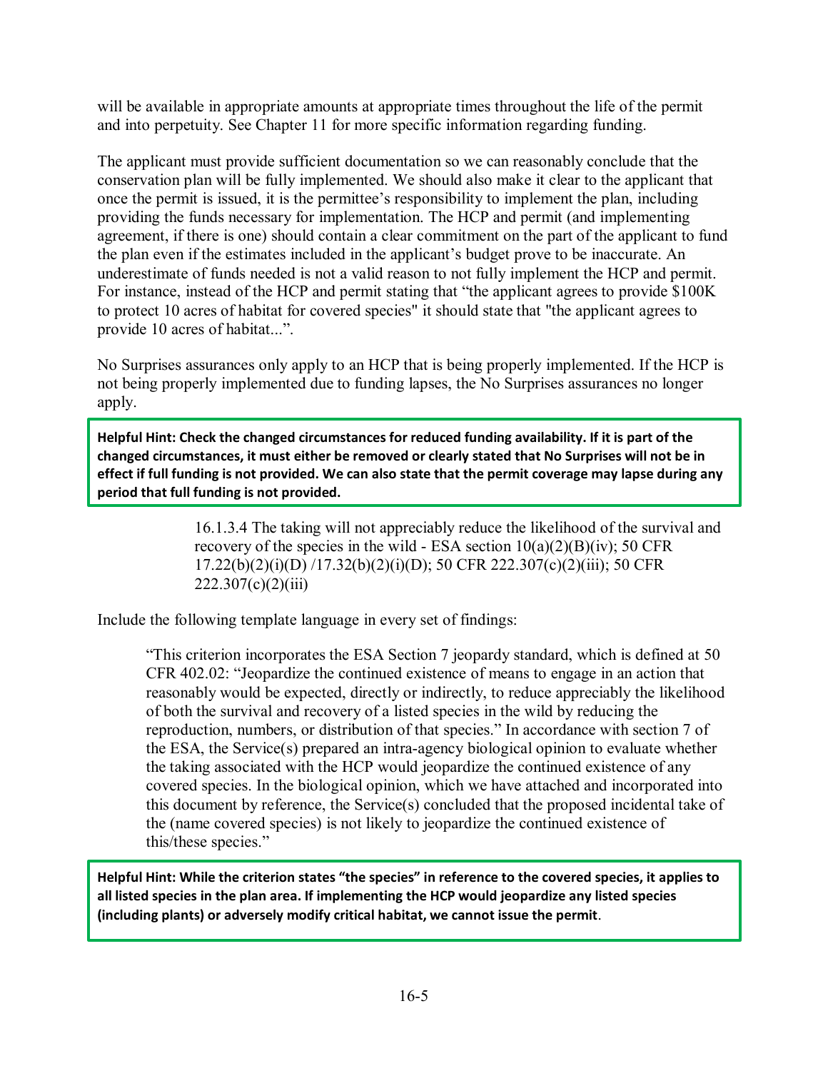will be available in appropriate amounts at appropriate times throughout the life of the permit and into perpetuity. See Chapter 11 for more specific information regarding funding.

The applicant must provide sufficient documentation so we can reasonably conclude that the conservation plan will be fully implemented. We should also make it clear to the applicant that once the permit is issued, it is the permittee's responsibility to implement the plan, including providing the funds necessary for implementation. The HCP and permit (and implementing agreement, if there is one) should contain a clear commitment on the part of the applicant to fund the plan even if the estimates included in the applicant's budget prove to be inaccurate. An underestimate of funds needed is not a valid reason to not fully implement the HCP and permit. For instance, instead of the HCP and permit stating that "the applicant agrees to provide $100K to protect 10 acres of habitat for covered species" it should state that "the applicant agrees to provide 10 acres of habitat...".

No Surprises assurances only apply to an HCP that is being properly implemented. If the HCP is not being properly implemented due to funding lapses, the No Surprises assurances no longer apply.

> **Helpful Hint: Check the changed circumstances for reduced funding availability. If it is part of the changed circumstances, it must either be removed or clearly stated that No Surprises will not be in effect if full funding is not provided. We can also state that the permit coverage may lapse during any period that full funding is not provided.**

16.1.3.4 The taking will not appreciably reduce the likelihood of the survival and recovery of the species in the wild - ESA section 10(a)(2)(B)(iv); 50 CFR 17.22(b)(2)(i)(D) /17.32(b)(2)(i)(D); 50 CFR 222.307(c)(2)(iii); 50 CFR 222.307(c)(2)(iii)

Include the following template language in every set of findings:

> "This criterion incorporates the ESA Section 7 jeopardy standard, which is defined at 50 CFR 402.02: "Jeopardize the continued existence of means to engage in an action that reasonably would be expected, directly or indirectly, to reduce appreciably the likelihood of both the survival and recovery of a listed species in the wild by reducing the reproduction, numbers, or distribution of that species." In accordance with section 7 of the ESA, the Service(s) prepared an intra-agency biological opinion to evaluate whether the taking associated with the HCP would jeopardize the continued existence of any covered species. In the biological opinion, which we have attached and incorporated into this document by reference, the Service(s) concluded that the proposed incidental take of the (name covered species) is not likely to jeopardize the continued existence of this/these species."

> **Helpful Hint: While the criterion states "the species" in reference to the covered species, it applies to all listed species in the plan area. If implementing the HCP would jeopardize any listed species (including plants) or adversely modify critical habitat, we cannot issue the permit.**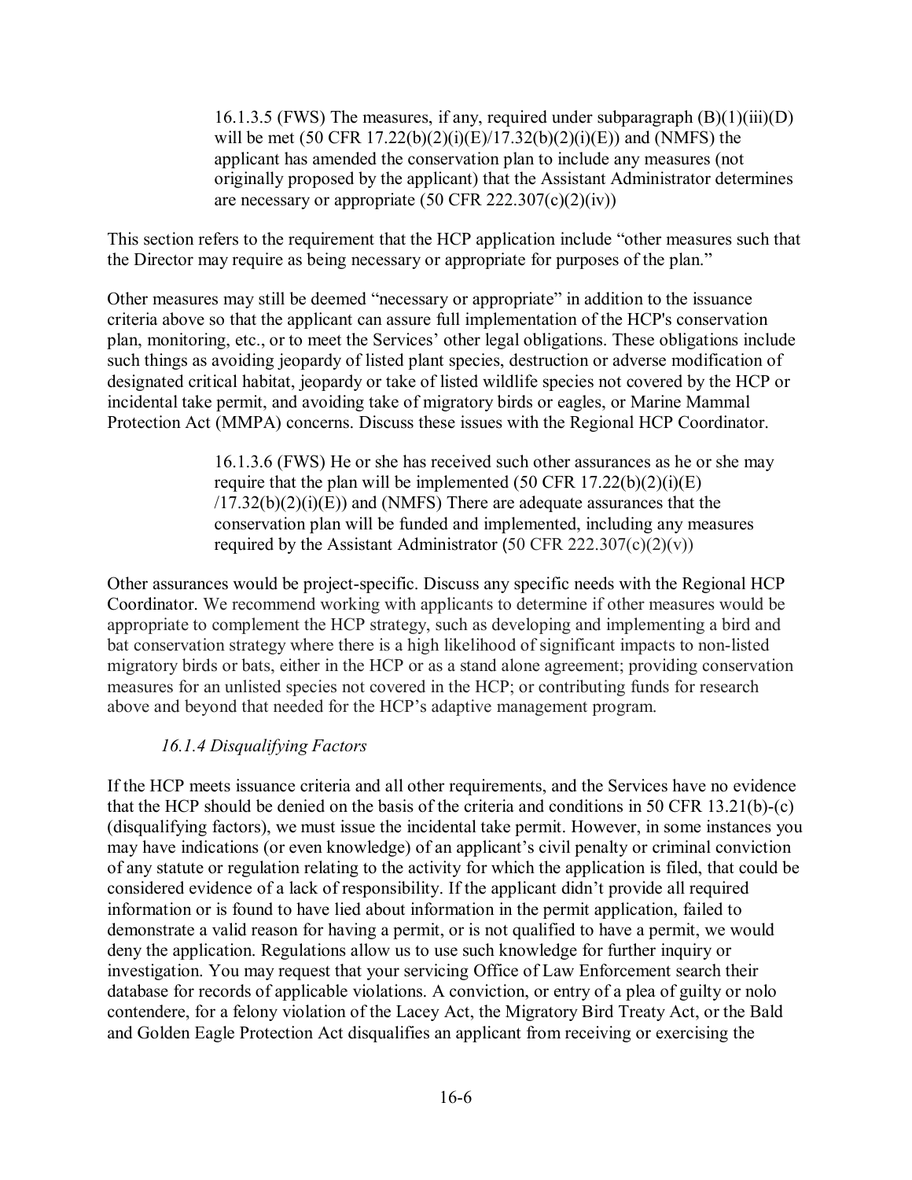16.1.3.5 (FWS) The measures, if any, required under subparagraph (B)(1)(iii)(D) will be met (50 CFR 17.22(b)(2)(i)(E)/17.32(b)(2)(i)(E)) and (NMFS) the applicant has amended the conservation plan to include any measures (not originally proposed by the applicant) that the Assistant Administrator determines are necessary or appropriate (50 CFR 222.307(c)(2)(iv))

This section refers to the requirement that the HCP application include "other measures such that the Director may require as being necessary or appropriate for purposes of the plan."

Other measures may still be deemed "necessary or appropriate" in addition to the issuance criteria above so that the applicant can assure full implementation of the HCP's conservation plan, monitoring, etc., or to meet the Services' other legal obligations. These obligations include such things as avoiding jeopardy of listed plant species, destruction or adverse modification of designated critical habitat, jeopardy or take of listed wildlife species not covered by the HCP or incidental take permit, and avoiding take of migratory birds or eagles, or Marine Mammal Protection Act (MMPA) concerns. Discuss these issues with the Regional HCP Coordinator.

16.1.3.6 (FWS) He or she has received such other assurances as he or she may require that the plan will be implemented (50 CFR 17.22(b)(2)(i)(E) /17.32(b)(2)(i)(E)) and (NMFS) There are adequate assurances that the conservation plan will be funded and implemented, including any measures required by the Assistant Administrator (50 CFR 222.307(c)(2)(v))

Other assurances would be project-specific. Discuss any specific needs with the Regional HCP Coordinator. We recommend working with applicants to determine if other measures would be appropriate to complement the HCP strategy, such as developing and implementing a bird and bat conservation strategy where there is a high likelihood of significant impacts to non-listed migratory birds or bats, either in the HCP or as a stand alone agreement; providing conservation measures for an unlisted species not covered in the HCP; or contributing funds for research above and beyond that needed for the HCP's adaptive management program.

### *16.1.4 Disqualifying Factors*

If the HCP meets issuance criteria and all other requirements, and the Services have no evidence that the HCP should be denied on the basis of the criteria and conditions in 50 CFR 13.21(b)-(c) (disqualifying factors), we must issue the incidental take permit. However, in some instances you may have indications (or even knowledge) of an applicant's civil penalty or criminal conviction of any statute or regulation relating to the activity for which the application is filed, that could be considered evidence of a lack of responsibility. If the applicant didn't provide all required information or is found to have lied about information in the permit application, failed to demonstrate a valid reason for having a permit, or is not qualified to have a permit, we would deny the application. Regulations allow us to use such knowledge for further inquiry or investigation. You may request that your servicing Office of Law Enforcement search their database for records of applicable violations. A conviction, or entry of a plea of guilty or nolo contendere, for a felony violation of the Lacey Act, the Migratory Bird Treaty Act, or the Bald and Golden Eagle Protection Act disqualifies an applicant from receiving or exercising the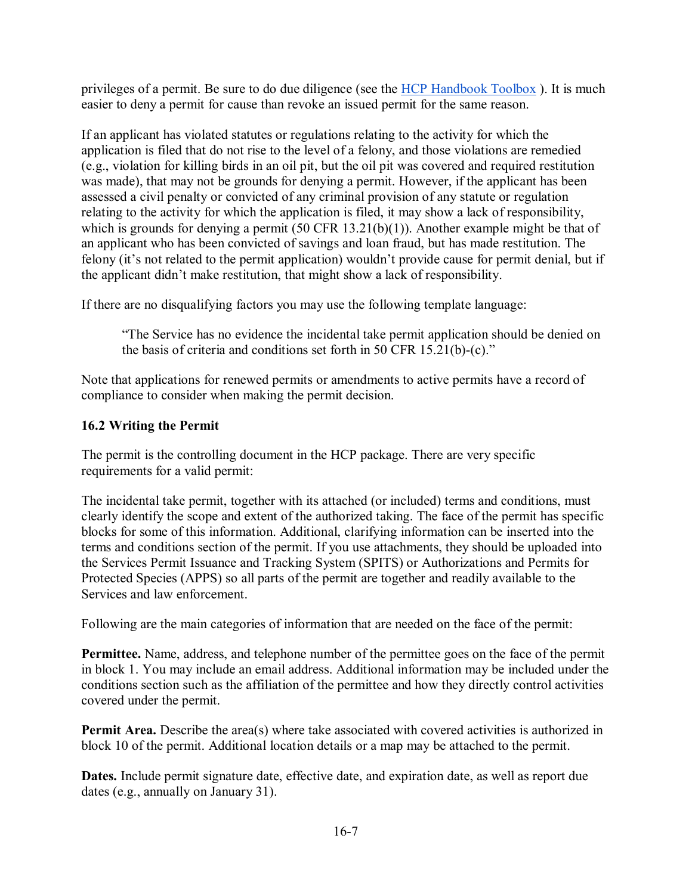privileges of a permit. Be sure to do due diligence (see the [HCP Handbook Toolbox](#) ). It is much easier to deny a permit for cause than revoke an issued permit for the same reason.

If an applicant has violated statutes or regulations relating to the activity for which the application is filed that do not rise to the level of a felony, and those violations are remedied (e.g., violation for killing birds in an oil pit, but the oil pit was covered and required restitution was made), that may not be grounds for denying a permit. However, if the applicant has been assessed a civil penalty or convicted of any criminal provision of any statute or regulation relating to the activity for which the application is filed, it may show a lack of responsibility, which is grounds for denying a permit (50 CFR 13.21(b)(1)). Another example might be that of an applicant who has been convicted of savings and loan fraud, but has made restitution. The felony (it's not related to the permit application) wouldn't provide cause for permit denial, but if the applicant didn't make restitution, that might show a lack of responsibility.

If there are no disqualifying factors you may use the following template language:

> "The Service has no evidence the incidental take permit application should be denied on the basis of criteria and conditions set forth in 50 CFR 15.21(b)-(c)."

Note that applications for renewed permits or amendments to active permits have a record of compliance to consider when making the permit decision.

### 16.2 Writing the Permit

The permit is the controlling document in the HCP package. There are very specific requirements for a valid permit:

The incidental take permit, together with its attached (or included) terms and conditions, must clearly identify the scope and extent of the authorized taking. The face of the permit has specific blocks for some of this information. Additional, clarifying information can be inserted into the terms and conditions section of the permit. If you use attachments, they should be uploaded into the Services Permit Issuance and Tracking System (SPITS) or Authorizations and Permits for Protected Species (APPS) so all parts of the permit are together and readily available to the Services and law enforcement.

Following are the main categories of information that are needed on the face of the permit:

**Permittee.** Name, address, and telephone number of the permittee goes on the face of the permit in block 1. You may include an email address. Additional information may be included under the conditions section such as the affiliation of the permittee and how they directly control activities covered under the permit.

**Permit Area.** Describe the area(s) where take associated with covered activities is authorized in block 10 of the permit. Additional location details or a map may be attached to the permit.

**Dates.** Include permit signature date, effective date, and expiration date, as well as report due dates (e.g., annually on January 31).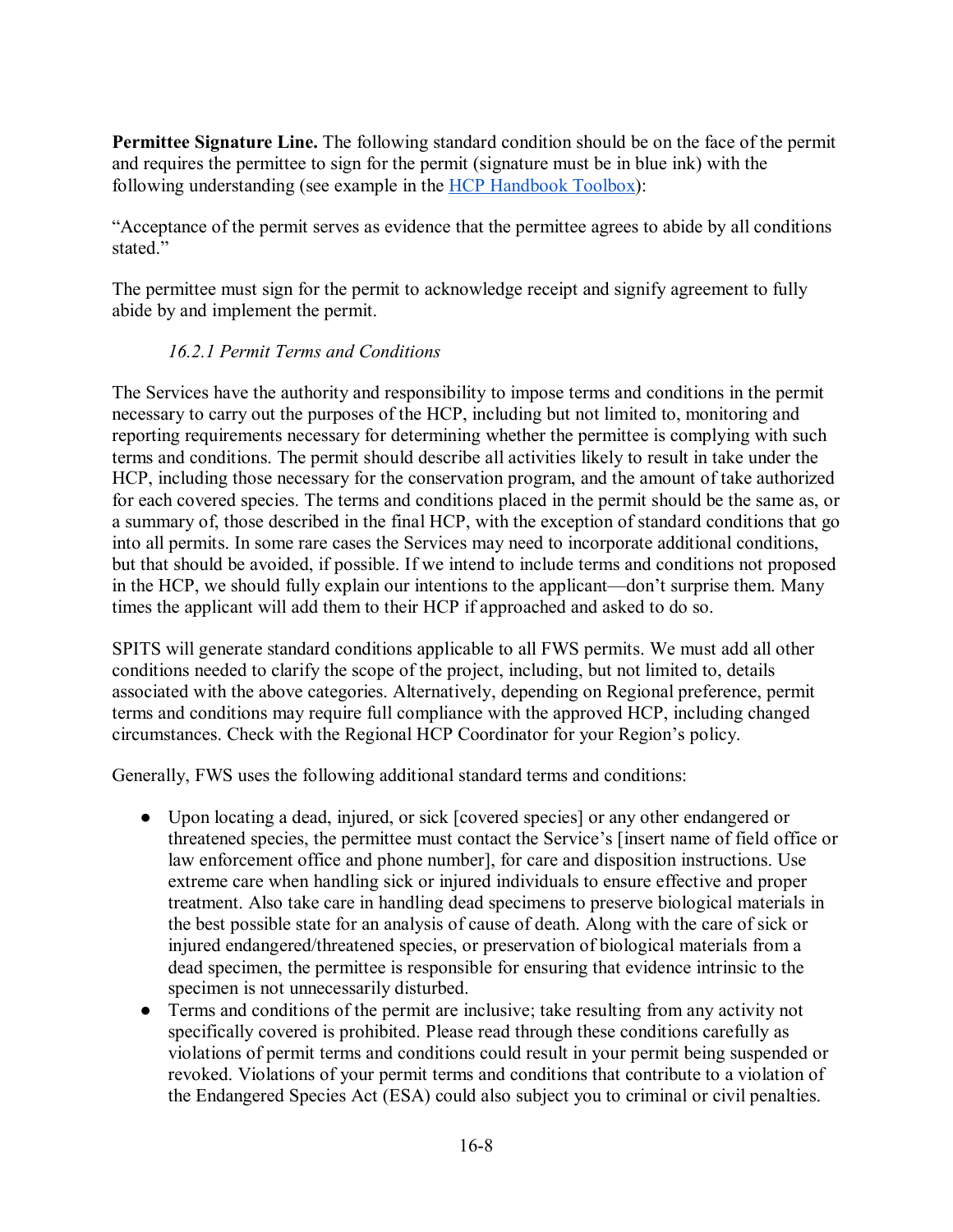**Permittee Signature Line.** The following standard condition should be on the face of the permit and requires the permittee to sign for the permit (signature must be in blue ink) with the following understanding (see example in the HCP Handbook Toolbox):

"Acceptance of the permit serves as evidence that the permittee agrees to abide by all conditions stated."

The permittee must sign for the permit to acknowledge receipt and signify agreement to fully abide by and implement the permit.

### *16.2.1 Permit Terms and Conditions*

The Services have the authority and responsibility to impose terms and conditions in the permit necessary to carry out the purposes of the HCP, including but not limited to, monitoring and reporting requirements necessary for determining whether the permittee is complying with such terms and conditions. The permit should describe all activities likely to result in take under the HCP, including those necessary for the conservation program, and the amount of take authorized for each covered species. The terms and conditions placed in the permit should be the same as, or a summary of, those described in the final HCP, with the exception of standard conditions that go into all permits. In some rare cases the Services may need to incorporate additional conditions, but that should be avoided, if possible. If we intend to include terms and conditions not proposed in the HCP, we should fully explain our intentions to the applicant—don't surprise them. Many times the applicant will add them to their HCP if approached and asked to do so.

SPITS will generate standard conditions applicable to all FWS permits. We must add all other conditions needed to clarify the scope of the project, including, but not limited to, details associated with the above categories. Alternatively, depending on Regional preference, permit terms and conditions may require full compliance with the approved HCP, including changed circumstances. Check with the Regional HCP Coordinator for your Region's policy.

Generally, FWS uses the following additional standard terms and conditions:

- Upon locating a dead, injured, or sick [covered species] or any other endangered or threatened species, the permittee must contact the Service's [insert name of field office or law enforcement office and phone number], for care and disposition instructions. Use extreme care when handling sick or injured individuals to ensure effective and proper treatment. Also take care in handling dead specimens to preserve biological materials in the best possible state for an analysis of cause of death. Along with the care of sick or injured endangered/threatened species, or preservation of biological materials from a dead specimen, the permittee is responsible for ensuring that evidence intrinsic to the specimen is not unnecessarily disturbed.
- Terms and conditions of the permit are inclusive; take resulting from any activity not specifically covered is prohibited. Please read through these conditions carefully as violations of permit terms and conditions could result in your permit being suspended or revoked. Violations of your permit terms and conditions that contribute to a violation of the Endangered Species Act (ESA) could also subject you to criminal or civil penalties.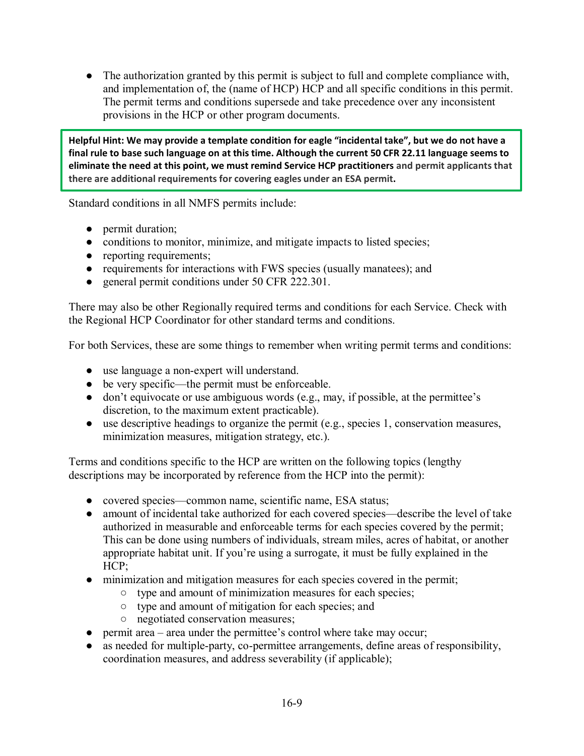- The authorization granted by this permit is subject to full and complete compliance with, and implementation of, the (name of HCP) HCP and all specific conditions in this permit. The permit terms and conditions supersede and take precedence over any inconsistent provisions in the HCP or other program documents.

**Helpful Hint: We may provide a template condition for eagle "incidental take", but we do not have a final rule to base such language on at this time. Although the current 50 CFR 22.11 language seems to eliminate the need at this point, we must remind Service HCP practitioners and permit applicants that there are additional requirements for covering eagles under an ESA permit.**

Standard conditions in all NMFS permits include:

- permit duration;
- conditions to monitor, minimize, and mitigate impacts to listed species;
- reporting requirements;
- requirements for interactions with FWS species (usually manatees); and
- general permit conditions under 50 CFR 222.301.

There may also be other Regionally required terms and conditions for each Service. Check with the Regional HCP Coordinator for other standard terms and conditions.

For both Services, these are some things to remember when writing permit terms and conditions:

- use language a non-expert will understand.
- be very specific—the permit must be enforceable.
- don't equivocate or use ambiguous words (e.g., may, if possible, at the permittee's discretion, to the maximum extent practicable).
- use descriptive headings to organize the permit (e.g., species 1, conservation measures, minimization measures, mitigation strategy, etc.).

Terms and conditions specific to the HCP are written on the following topics (lengthy descriptions may be incorporated by reference from the HCP into the permit):

- covered species—common name, scientific name, ESA status;
- amount of incidental take authorized for each covered species—describe the level of take authorized in measurable and enforceable terms for each species covered by the permit; This can be done using numbers of individuals, stream miles, acres of habitat, or another appropriate habitat unit. If you're using a surrogate, it must be fully explained in the HCP;
- minimization and mitigation measures for each species covered in the permit;
  - type and amount of minimization measures for each species;
  - type and amount of mitigation for each species; and
  - negotiated conservation measures;
- permit area – area under the permittee's control where take may occur;
- as needed for multiple-party, co-permittee arrangements, define areas of responsibility, coordination measures, and address severability (if applicable);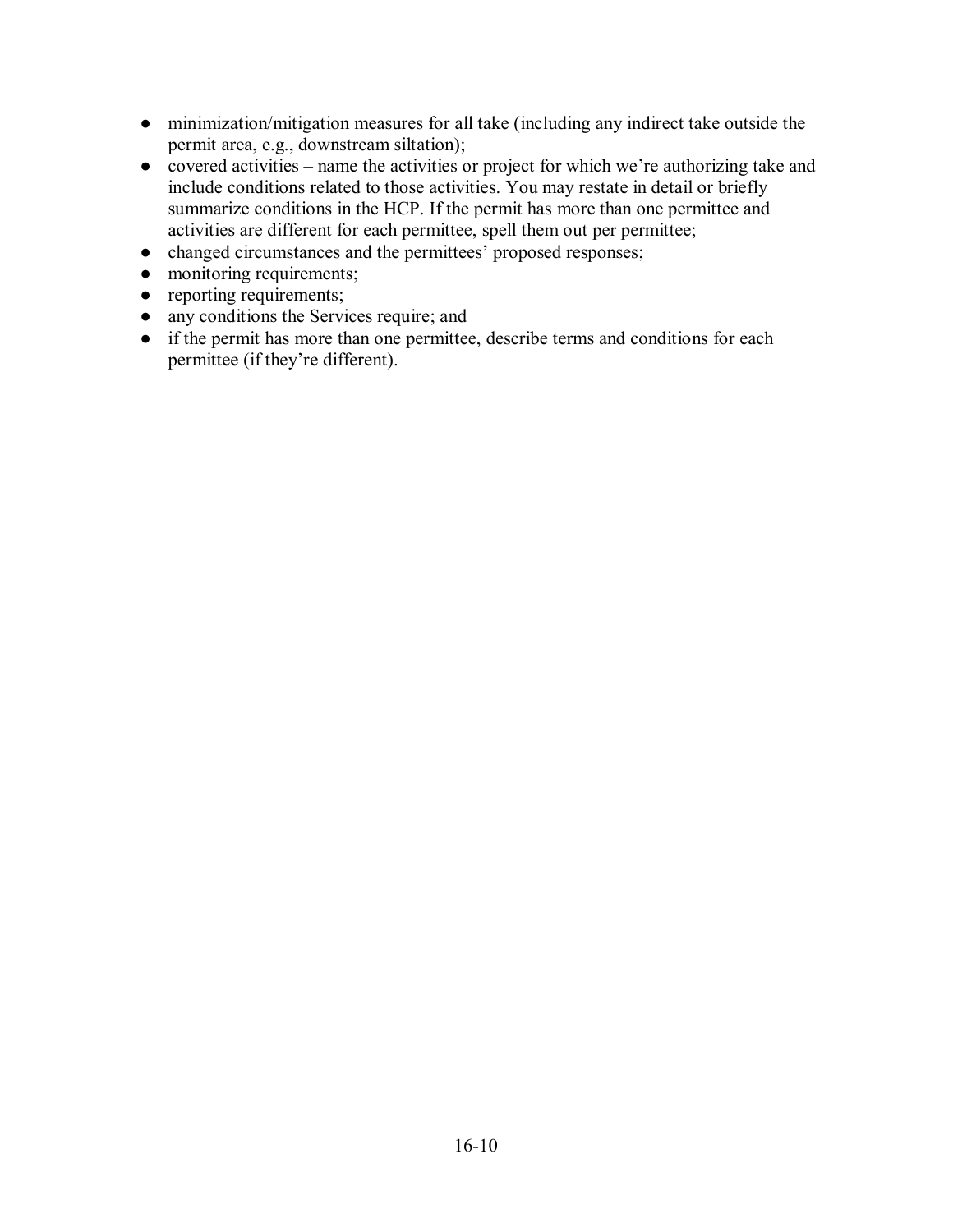- minimization/mitigation measures for all take (including any indirect take outside the permit area, e.g., downstream siltation);
- covered activities – name the activities or project for which we're authorizing take and include conditions related to those activities. You may restate in detail or briefly summarize conditions in the HCP. If the permit has more than one permittee and activities are different for each permittee, spell them out per permittee;
- changed circumstances and the permittees' proposed responses;
- monitoring requirements;
- reporting requirements;
- any conditions the Services require; and
- if the permit has more than one permittee, describe terms and conditions for each permittee (if they're different).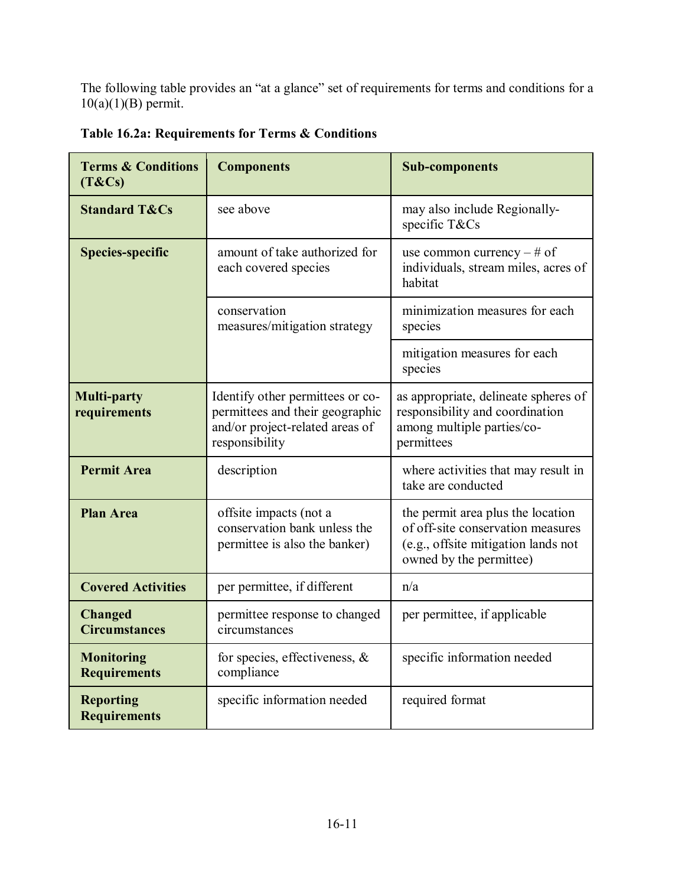The following table provides an “at a glance” set of requirements for terms and conditions for a 10(a)(1)(B) permit.

**Table 16.2a: Requirements for Terms & Conditions**

| Terms & Conditions (T&Cs) | Components | Sub-components |
| --- | --- | --- |
| **Standard T&Cs** | see above | may also include Regionally-specific T&Cs |
| **Species-specific** | amount of take authorized for each covered species | use common currency – # of individuals, stream miles, acres of habitat |
| | conservation measures/mitigation strategy | minimization measures for each species |
| | | mitigation measures for each species |
| **Multi-party requirements** | Identify other permittees or co-permittees and their geographic and/or project-related areas of responsibility | as appropriate, delineate spheres of responsibility and coordination among multiple parties/co-permittees |
| **Permit Area** | description | where activities that may result in take are conducted |
| **Plan Area** | offsite impacts (not a conservation bank unless the permittee is also the banker) | the permit area plus the location of off-site conservation measures (e.g., offsite mitigation lands not owned by the permittee) |
| **Covered Activities** | per permittee, if different | n/a |
| **Changed Circumstances** | permittee response to changed circumstances | per permittee, if applicable |
| **Monitoring Requirements** | for species, effectiveness, & compliance | specific information needed |
| **Reporting Requirements** | specific information needed | required format |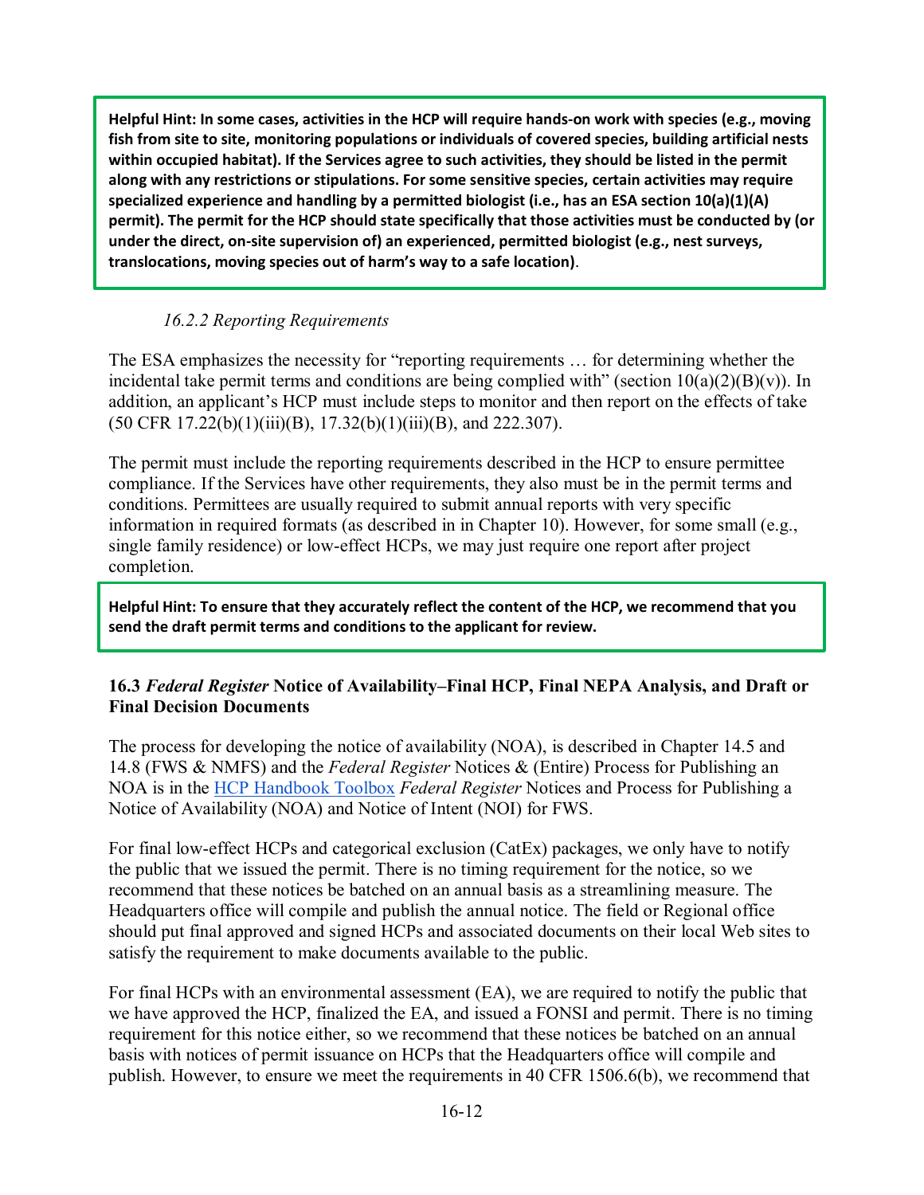**Helpful Hint: In some cases, activities in the HCP will require hands-on work with species (e.g., moving fish from site to site, monitoring populations or individuals of covered species, building artificial nests within occupied habitat). If the Services agree to such activities, they should be listed in the permit along with any restrictions or stipulations. For some sensitive species, certain activities may require specialized experience and handling by a permitted biologist (i.e., has an ESA section 10(a)(1)(A) permit). The permit for the HCP should state specifically that those activities must be conducted by (or under the direct, on-site supervision of) an experienced, permitted biologist (e.g., nest surveys, translocations, moving species out of harm's way to a safe location)**.

### *16.2.2 Reporting Requirements*

The ESA emphasizes the necessity for "reporting requirements … for determining whether the incidental take permit terms and conditions are being complied with" (section 10(a)(2)(B)(v)). In addition, an applicant's HCP must include steps to monitor and then report on the effects of take (50 CFR 17.22(b)(1)(iii)(B), 17.32(b)(1)(iii)(B), and 222.307).

The permit must include the reporting requirements described in the HCP to ensure permittee compliance. If the Services have other requirements, they also must be in the permit terms and conditions. Permittees are usually required to submit annual reports with very specific information in required formats (as described in in Chapter 10). However, for some small (e.g., single family residence) or low-effect HCPs, we may just require one report after project completion.

**Helpful Hint: To ensure that they accurately reflect the content of the HCP, we recommend that you send the draft permit terms and conditions to the applicant for review.**

## 16.3 *Federal Register* Notice of Availability–Final HCP, Final NEPA Analysis, and Draft or Final Decision Documents

The process for developing the notice of availability (NOA), is described in Chapter 14.5 and 14.8 (FWS & NMFS) and the *Federal Register* Notices & (Entire) Process for Publishing an NOA is in the [HCP Handbook Toolbox](HCP Handbook Toolbox) *Federal Register* Notices and Process for Publishing a Notice of Availability (NOA) and Notice of Intent (NOI) for FWS.

For final low-effect HCPs and categorical exclusion (CatEx) packages, we only have to notify the public that we issued the permit. There is no timing requirement for the notice, so we recommend that these notices be batched on an annual basis as a streamlining measure. The Headquarters office will compile and publish the annual notice. The field or Regional office should put final approved and signed HCPs and associated documents on their local Web sites to satisfy the requirement to make documents available to the public.

For final HCPs with an environmental assessment (EA), we are required to notify the public that we have approved the HCP, finalized the EA, and issued a FONSI and permit. There is no timing requirement for this notice either, so we recommend that these notices be batched on an annual basis with notices of permit issuance on HCPs that the Headquarters office will compile and publish. However, to ensure we meet the requirements in 40 CFR 1506.6(b), we recommend that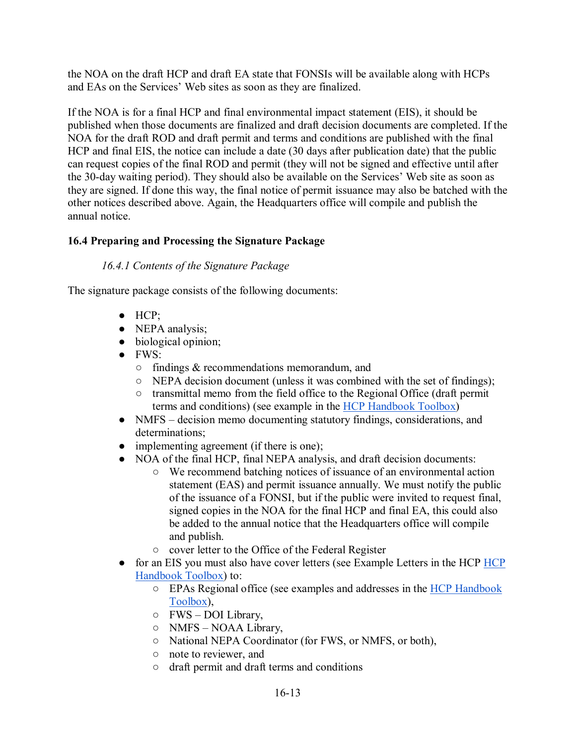the NOA on the draft HCP and draft EA state that FONSIs will be available along with HCPs and EAs on the Services' Web sites as soon as they are finalized.

If the NOA is for a final HCP and final environmental impact statement (EIS), it should be published when those documents are finalized and draft decision documents are completed. If the NOA for the draft ROD and draft permit and terms and conditions are published with the final HCP and final EIS, the notice can include a date (30 days after publication date) that the public can request copies of the final ROD and permit (they will not be signed and effective until after the 30-day waiting period). They should also be available on the Services' Web site as soon as they are signed. If done this way, the final notice of permit issuance may also be batched with the other notices described above. Again, the Headquarters office will compile and publish the annual notice.

### 16.4 Preparing and Processing the Signature Package

#### *16.4.1 Contents of the Signature Package*

The signature package consists of the following documents:

- HCP;
- NEPA analysis;
- biological opinion;
- FWS:
  - findings & recommendations memorandum, and
  - NEPA decision document (unless it was combined with the set of findings);
  - transmittal memo from the field office to the Regional Office (draft permit terms and conditions) (see example in the HCP Handbook Toolbox)
- NMFS – decision memo documenting statutory findings, considerations, and determinations;
- implementing agreement (if there is one);
- NOA of the final HCP, final NEPA analysis, and draft decision documents:
  - We recommend batching notices of issuance of an environmental action statement (EAS) and permit issuance annually. We must notify the public of the issuance of a FONSI, but if the public were invited to request final, signed copies in the NOA for the final HCP and final EA, this could also be added to the annual notice that the Headquarters office will compile and publish.
  - cover letter to the Office of the Federal Register
- for an EIS you must also have cover letters (see Example Letters in the HCP HCP Handbook Toolbox) to:
  - EPAs Regional office (see examples and addresses in the HCP Handbook Toolbox),
  - FWS – DOI Library,
  - NMFS – NOAA Library,
  - National NEPA Coordinator (for FWS, or NMFS, or both),
  - note to reviewer, and
  - draft permit and draft terms and conditions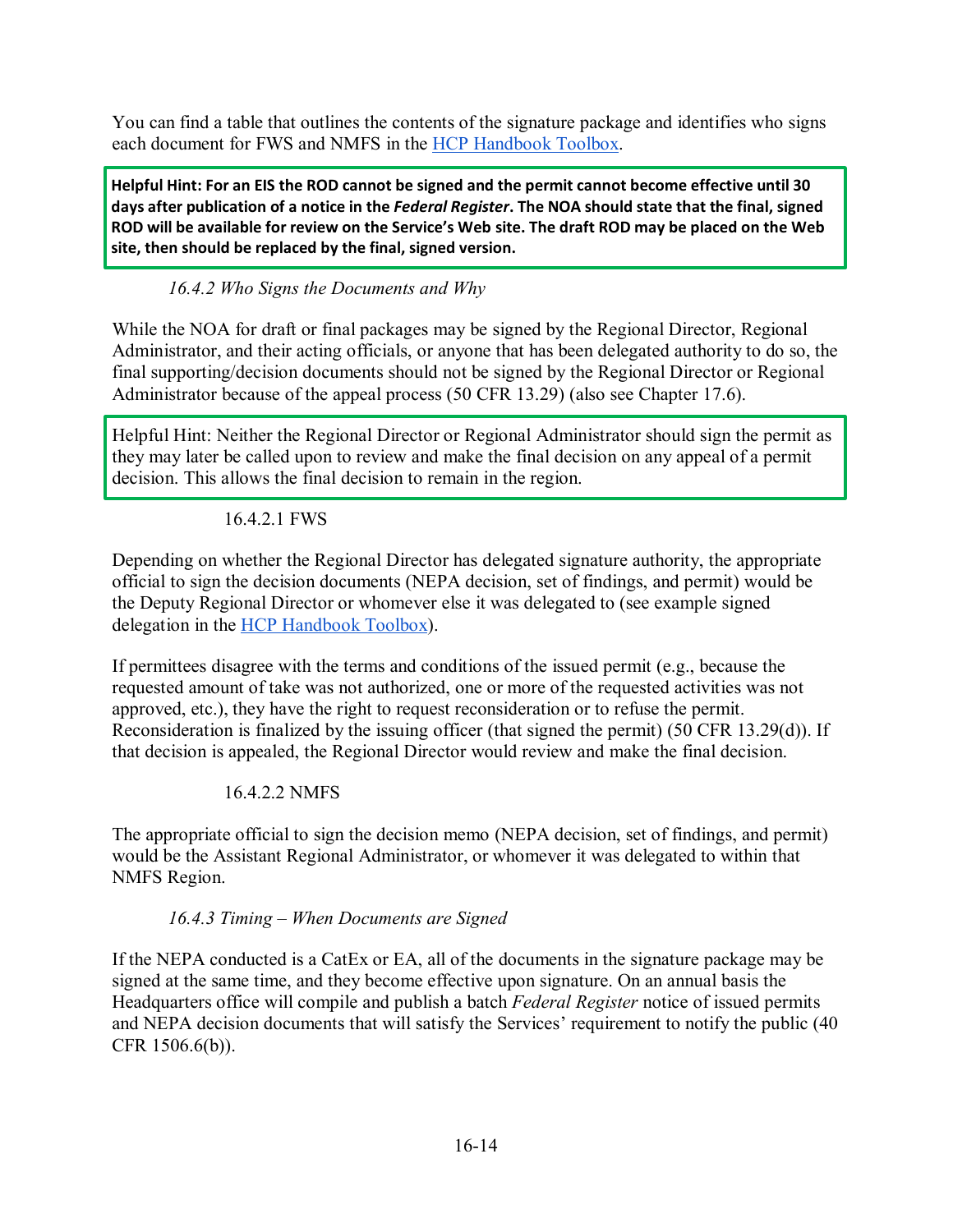You can find a table that outlines the contents of the signature package and identifies who signs each document for FWS and NMFS in the [HCP Handbook Toolbox](HCP Handbook Toolbox).

> **Helpful Hint: For an EIS the ROD cannot be signed and the permit cannot become effective until 30 days after publication of a notice in the *Federal Register*. The NOA should state that the final, signed ROD will be available for review on the Service's Web site. The draft ROD may be placed on the Web site, then should be replaced by the final, signed version.**

### *16.4.2 Who Signs the Documents and Why*

While the NOA for draft or final packages may be signed by the Regional Director, Regional Administrator, and their acting officials, or anyone that has been delegated authority to do so, the final supporting/decision documents should not be signed by the Regional Director or Regional Administrator because of the appeal process (50 CFR 13.29) (also see Chapter 17.6).

> Helpful Hint: Neither the Regional Director or Regional Administrator should sign the permit as they may later be called upon to review and make the final decision on any appeal of a permit decision. This allows the final decision to remain in the region.

#### 16.4.2.1 FWS

Depending on whether the Regional Director has delegated signature authority, the appropriate official to sign the decision documents (NEPA decision, set of findings, and permit) would be the Deputy Regional Director or whomever else it was delegated to (see example signed delegation in the [HCP Handbook Toolbox](HCP Handbook Toolbox)).

If permittees disagree with the terms and conditions of the issued permit (e.g., because the requested amount of take was not authorized, one or more of the requested activities was not approved, etc.), they have the right to request reconsideration or to refuse the permit. Reconsideration is finalized by the issuing officer (that signed the permit) (50 CFR 13.29(d)). If that decision is appealed, the Regional Director would review and make the final decision.

#### 16.4.2.2 NMFS

The appropriate official to sign the decision memo (NEPA decision, set of findings, and permit) would be the Assistant Regional Administrator, or whomever it was delegated to within that NMFS Region.

### *16.4.3 Timing – When Documents are Signed*

If the NEPA conducted is a CatEx or EA, all of the documents in the signature package may be signed at the same time, and they become effective upon signature. On an annual basis the Headquarters office will compile and publish a batch *Federal Register* notice of issued permits and NEPA decision documents that will satisfy the Services' requirement to notify the public (40 CFR 1506.6(b)).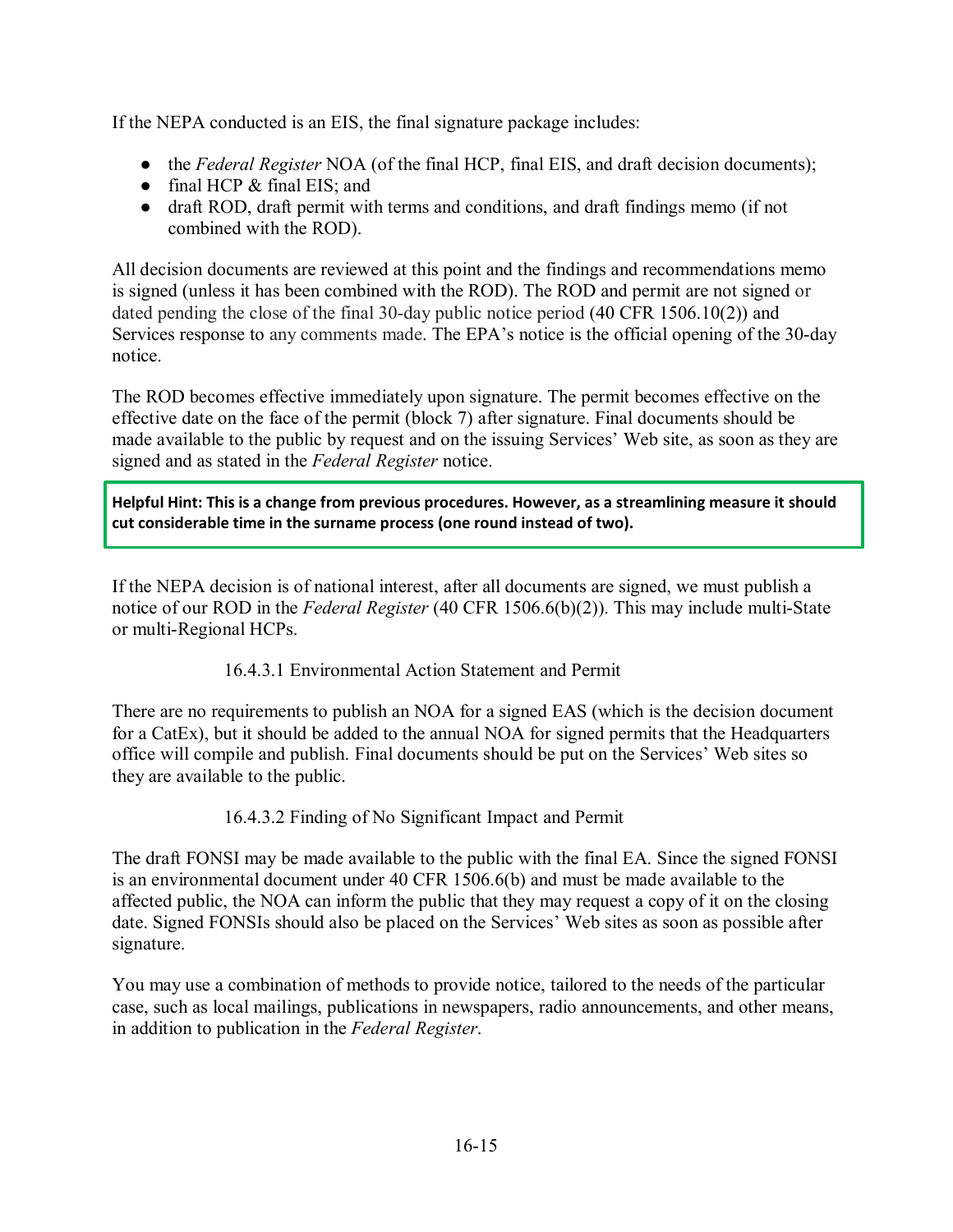If the NEPA conducted is an EIS, the final signature package includes:

- the *Federal Register* NOA (of the final HCP, final EIS, and draft decision documents);
- final HCP & final EIS; and
- draft ROD, draft permit with terms and conditions, and draft findings memo (if not combined with the ROD).

All decision documents are reviewed at this point and the findings and recommendations memo is signed (unless it has been combined with the ROD). The ROD and permit are not signed or dated pending the close of the final 30-day public notice period (40 CFR 1506.10(2)) and Services response to any comments made. The EPA's notice is the official opening of the 30-day notice.

The ROD becomes effective immediately upon signature. The permit becomes effective on the effective date on the face of the permit (block 7) after signature. Final documents should be made available to the public by request and on the issuing Services' Web site, as soon as they are signed and as stated in the *Federal Register* notice.

**Helpful Hint: This is a change from previous procedures. However, as a streamlining measure it should cut considerable time in the surname process (one round instead of two).**

If the NEPA decision is of national interest, after all documents are signed, we must publish a notice of our ROD in the *Federal Register* (40 CFR 1506.6(b)(2)). This may include multi-State or multi-Regional HCPs.

#### 16.4.3.1 Environmental Action Statement and Permit

There are no requirements to publish an NOA for a signed EAS (which is the decision document for a CatEx), but it should be added to the annual NOA for signed permits that the Headquarters office will compile and publish. Final documents should be put on the Services' Web sites so they are available to the public.

#### 16.4.3.2 Finding of No Significant Impact and Permit

The draft FONSI may be made available to the public with the final EA. Since the signed FONSI is an environmental document under 40 CFR 1506.6(b) and must be made available to the affected public, the NOA can inform the public that they may request a copy of it on the closing date. Signed FONSIs should also be placed on the Services' Web sites as soon as possible after signature.

You may use a combination of methods to provide notice, tailored to the needs of the particular case, such as local mailings, publications in newspapers, radio announcements, and other means, in addition to publication in the *Federal Register*.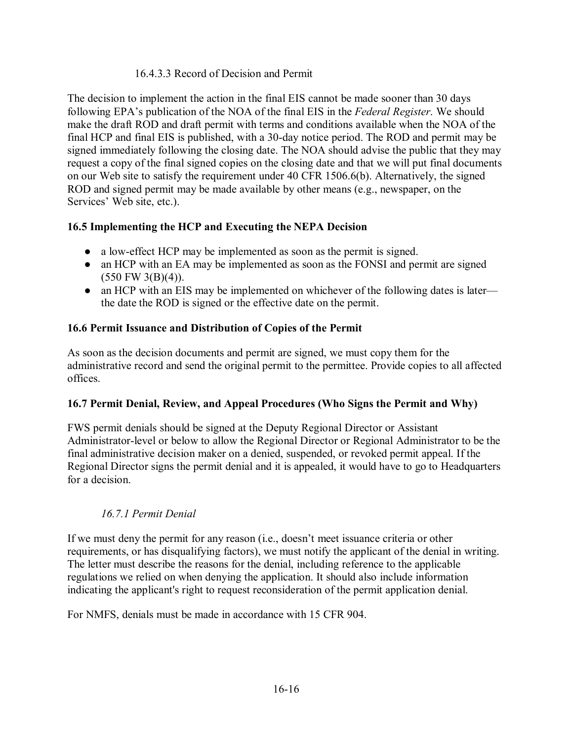#### 16.4.3.3 Record of Decision and Permit

The decision to implement the action in the final EIS cannot be made sooner than 30 days following EPA's publication of the NOA of the final EIS in the *Federal Register*. We should make the draft ROD and draft permit with terms and conditions available when the NOA of the final HCP and final EIS is published, with a 30-day notice period. The ROD and permit may be signed immediately following the closing date. The NOA should advise the public that they may request a copy of the final signed copies on the closing date and that we will put final documents on our Web site to satisfy the requirement under 40 CFR 1506.6(b). Alternatively, the signed ROD and signed permit may be made available by other means (e.g., newspaper, on the Services' Web site, etc.).

## 16.5 Implementing the HCP and Executing the NEPA Decision

- a low-effect HCP may be implemented as soon as the permit is signed.
- an HCP with an EA may be implemented as soon as the FONSI and permit are signed (550 FW 3(B)(4)).
- an HCP with an EIS may be implemented on whichever of the following dates is later—the date the ROD is signed or the effective date on the permit.

## 16.6 Permit Issuance and Distribution of Copies of the Permit

As soon as the decision documents and permit are signed, we must copy them for the administrative record and send the original permit to the permittee. Provide copies to all affected offices.

## 16.7 Permit Denial, Review, and Appeal Procedures (Who Signs the Permit and Why)

FWS permit denials should be signed at the Deputy Regional Director or Assistant Administrator-level or below to allow the Regional Director or Regional Administrator to be the final administrative decision maker on a denied, suspended, or revoked permit appeal. If the Regional Director signs the permit denial and it is appealed, it would have to go to Headquarters for a decision.

### *16.7.1 Permit Denial*

If we must deny the permit for any reason (i.e., doesn't meet issuance criteria or other requirements, or has disqualifying factors), we must notify the applicant of the denial in writing. The letter must describe the reasons for the denial, including reference to the applicable regulations we relied on when denying the application. It should also include information indicating the applicant's right to request reconsideration of the permit application denial.

For NMFS, denials must be made in accordance with 15 CFR 904.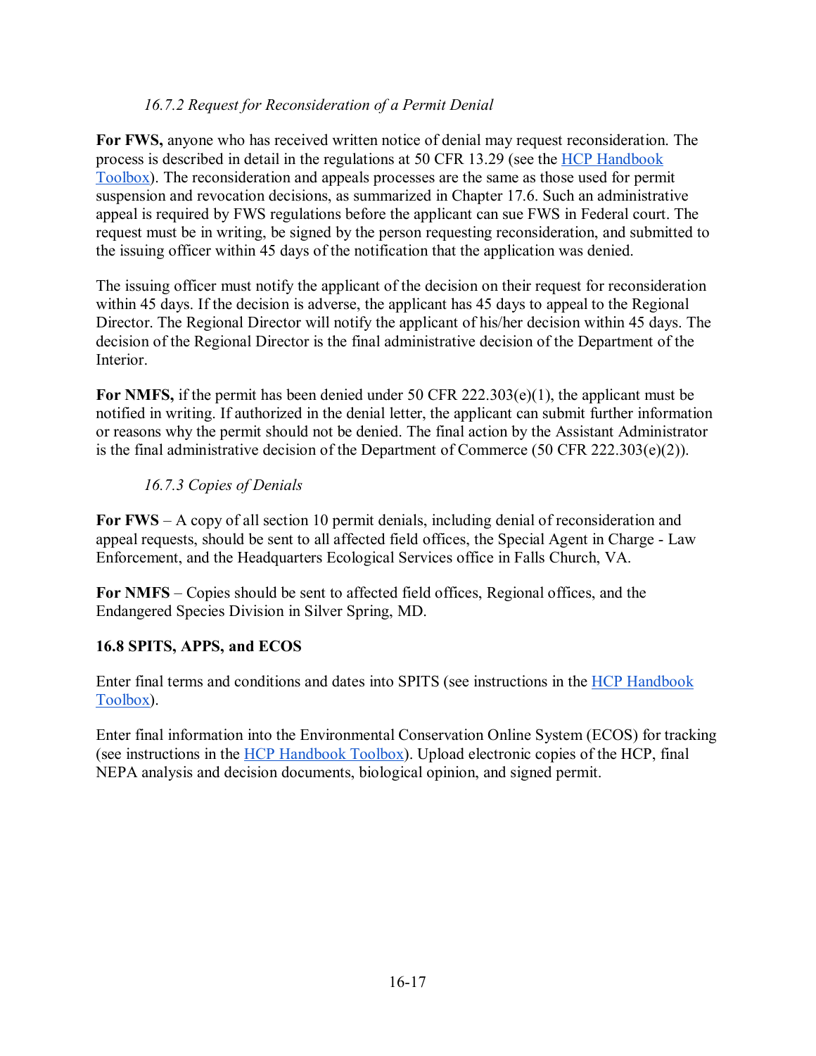### *16.7.2 Request for Reconsideration of a Permit Denial*

**For FWS,** anyone who has received written notice of denial may request reconsideration. The process is described in detail in the regulations at 50 CFR 13.29 (see the [HCP Handbook Toolbox]()). The reconsideration and appeals processes are the same as those used for permit suspension and revocation decisions, as summarized in Chapter 17.6. Such an administrative appeal is required by FWS regulations before the applicant can sue FWS in Federal court. The request must be in writing, be signed by the person requesting reconsideration, and submitted to the issuing officer within 45 days of the notification that the application was denied.

The issuing officer must notify the applicant of the decision on their request for reconsideration within 45 days. If the decision is adverse, the applicant has 45 days to appeal to the Regional Director. The Regional Director will notify the applicant of his/her decision within 45 days. The decision of the Regional Director is the final administrative decision of the Department of the Interior.

**For NMFS,** if the permit has been denied under 50 CFR 222.303(e)(1), the applicant must be notified in writing. If authorized in the denial letter, the applicant can submit further information or reasons why the permit should not be denied. The final action by the Assistant Administrator is the final administrative decision of the Department of Commerce (50 CFR 222.303(e)(2)).

### *16.7.3 Copies of Denials*

**For FWS** – A copy of all section 10 permit denials, including denial of reconsideration and appeal requests, should be sent to all affected field offices, the Special Agent in Charge - Law Enforcement, and the Headquarters Ecological Services office in Falls Church, VA.

**For NMFS** – Copies should be sent to affected field offices, Regional offices, and the Endangered Species Division in Silver Spring, MD.

## 16.8 SPITS, APPS, and ECOS

Enter final terms and conditions and dates into SPITS (see instructions in the [HCP Handbook Toolbox]()).

Enter final information into the Environmental Conservation Online System (ECOS) for tracking (see instructions in the [HCP Handbook Toolbox]()). Upload electronic copies of the HCP, final NEPA analysis and decision documents, biological opinion, and signed permit.